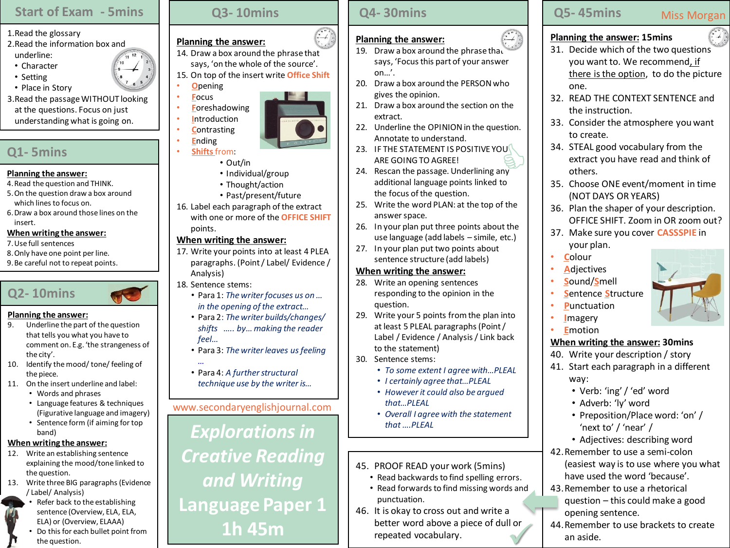## Start of Exam - 5mins

1. Read the glossary
2. Read the information box and underline:
   - Character
   - Setting
   - Place in Story
3. Read the passage WITHOUT looking at the questions. Focus on just understanding what is going on.

## Q1- 5mins

**Planning the answer:**

4. Read the question and THINK.
5. On the question draw a box around which lines to focus on.
6. Draw a box around those lines on the insert.

**When writing the answer:**

7. Use full sentences
8. Only have one point per line.
9. Be careful not to repeat points.

## Q2- 10mins

**Planning the answer:**

9. Underline the part of the question that tells you what you have to comment on. E.g. 'the strangeness of the city'.
10. Identify the mood/ tone/ feeling of the piece.
11. On the insert underline and label:
    - Words and phrases
    - Language features & techniques (Figurative language and imagery)
    - Sentence form (if aiming for top band)

**When writing the answer:**

12. Write an establishing sentence explaining the mood/tone linked to the question.
13. Write three BIG paragraphs (Evidence / Label/ Analysis)
    - Refer back to the establishing sentence (Overview, ELA, ELA, ELA) or (Overview, ELAAA)
    - Do this for each bullet point from the question.

## Q3- 10mins

**Planning the answer:**

14. Draw a box around the phrase that says, 'on the whole of the source'.
15. On top of the insert write Office Shift
    - **O**pening
    - **F**ocus
    - **F**oreshadowing
    - **I**ntroduction
    - **C**ontrasting
    - **E**nding
    - **Shifts** from:
      - Out/in
      - Individual/group
      - Thought/action
      - Past/present/future
16. Label each paragraph of the extract with one or more of the OFFICE SHIFT points.

**When writing the answer:**

17. Write your points into at least 4 PLEA paragraphs. (Point / Label/ Evidence / Analysis)
18. Sentence stems:
    - Para 1: *The writer focuses us on … in the opening of the extract…*
    - Para 2: *The writer builds/changes/ shifts ….. by… making the reader feel…*
    - Para 3: *The writer leaves us feeling …*
    - Para 4: *A further structural technique use by the writer is…*

www.secondaryenglishjournal.com

# Explorations in Creative Reading and Writing Language Paper 1 1h 45m

## Q4- 30mins

**Planning the answer:**

19. Draw a box around the phrase that says, 'Focus this part of your answer on…'.
20. Draw a box around the PERSON who gives the opinion.
21. Draw a box around the section on the extract.
22. Underline the OPINION in the question. Annotate to understand.
23. IF THE STATEMENT IS POSITIVE YOU ARE GOING TO AGREE!
24. Rescan the passage. Underlining any additional language points linked to the focus of the question.
25. Write the word PLAN: at the top of the answer space.
26. In your plan put three points about the use language (add labels – simile, etc.)
27. In your plan put two points about sentence structure (add labels)

**When writing the answer:**

28. Write an opening sentences responding to the opinion in the question.
29. Write your 5 points from the plan into at least 5 PLEAL paragraphs (Point / Label / Evidence / Analysis / Link back to the statement)
30. Sentence stems:
    - *To some extent I agree with…PLEAL*
    - *I certainly agree that…PLEAL*
    - *However it could also be argued that…PLEAL*
    - *Overall I agree with the statement that ….PLEAL*

45. PROOF READ your work (5mins)
    - Read backwards to find spelling errors.
    - Read forwards to find missing words and punctuation.
46. It is okay to cross out and write a better word above a piece of dull or repeated vocabulary.

## Q5- 45mins

Miss Morgan

**Planning the answer:** 15mins

31. Decide which of the two questions you want to. We recommend, if there is the option, to do the picture one.
32. READ THE CONTEXT SENTENCE and the instruction.
33. Consider the atmosphere you want to create.
34. STEAL good vocabulary from the extract you have read and think of others.
35. Choose ONE event/moment in time (NOT DAYS OR YEARS)
36. Plan the shaper of your description. OFFICE SHIFT. Zoom in OR zoom out?
37. Make sure you cover CASSSPIE in your plan.
    - **C**olour
    - **A**djectives
    - **S**ound/**S**mell
    - **S**entence **S**tructure
    - **P**unctuation
    - **I**magery
    - **E**motion

**When writing the answer:** 30mins

40. Write your description / story
41. Start each paragraph in a different way:
    - Verb: 'ing' / 'ed' word
    - Adverb: 'ly' word
    - Preposition/Place word: 'on' / 'next to' / 'near' /
    - Adjectives: describing word
42. Remember to use a semi-colon (easiest way is to use where you what have used the word 'because'.
43. Remember to use a rhetorical question – this could make a good opening sentence.
44. Remember to use brackets to create an aside.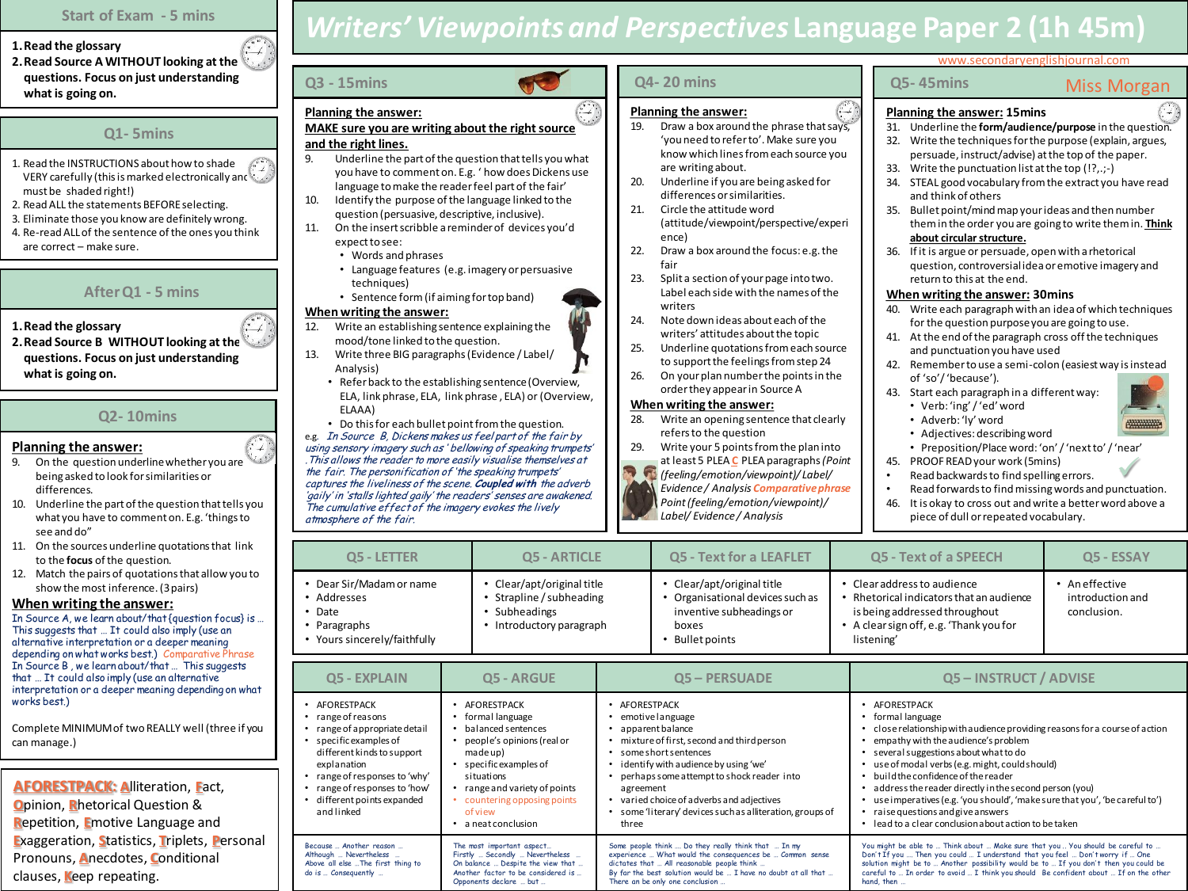# Writers' Viewpoints and Perspectives Language Paper 2 (1h 45m)

www.secondaryenglishjournal.com

Miss Morgan

## Start of Exam - 5 mins

1. Read the glossary
2. Read Source A WITHOUT looking at the questions. Focus on just understanding what is going on.

## Q1- 5mins

1. Read the INSTRUCTIONS about how to shade VERY carefully (this is marked electronically and must be shaded right!)
2. Read ALL the statements BEFORE selecting.
3. Eliminate those you know are definitely wrong.
4. Re-read ALL of the sentence of the ones you think are correct – make sure.

## After Q1 - 5 mins

1. Read the glossary
2. Read Source B WITHOUT looking at the questions. Focus on just understanding what is going on.

## Q2- 10mins

**Planning the answer:**

9. On the question underline whether you are being asked to look for similarities or differences.
10. Underline the part of the question that tells you what you have to comment on. E.g. 'things to see and do"
11. On the sources underline quotations that link to the **focus** of the question.
12. Match the pairs of quotations that allow you to show the most inference. (3 pairs)

**When writing the answer:**

In Source A, we learn about/that {question focus} is … This suggests that … It could also imply (use an alternative interpretation or a deeper meaning depending on what works best.) Comparative Phrase In Source B , we learn about/that … This suggests that … It could also imply (use an alternative interpretation or a deeper meaning depending on what works best.)

Complete MINIMUM of two REALLY well (three if you can manage.)

**AFORESTPACK: A**lliteration, **F**act, **O**pinion, **R**hetorical Question & **R**epetition, **E**motive Language and **E**xaggeration, **S**tatistics, **T**riplets, **P**ersonal Pronouns, **A**necdotes, **C**onditional clauses, **K**eep repeating.

## Q3 - 15mins

**Planning the answer:**
**MAKE sure you are writing about the right source and the right lines.**

9. Underline the part of the question that tells you what you have to comment on. E.g. ' how does Dickens use language to make the reader feel part of the fair'
10. Identify the purpose of the language linked to the question (persuasive, descriptive, inclusive).
11. On the insert scribble a reminder of devices you'd expect to see:
   - Words and phrases
   - Language features (e.g. imagery or persuasive techniques)
   - Sentence form (if aiming for top band)

**When writing the answer:**

12. Write an establishing sentence explaining the mood/tone linked to the question.
13. Write three BIG paragraphs (Evidence / Label/ Analysis)
   - Refer back to the establishing sentence (Overview, ELA, link phrase, ELA, link phrase , ELA) or (Overview, ELAAA)
   - Do this for each bullet point from the question.

e.g. *In Source B, Dickens makes us feel part of the fair by using sensory imagery such as ' bellowing of speaking trumpets' . This allows the reader to more easily visualise themselves at the fair. The personification of 'the speaking trumpets' captures the liveliness of the scene.* ***Coupled with*** *the adverb 'gaily' in 'stalls lighted gaily' the readers' senses are awakened. The cumulative effect of the imagery evokes the lively atmosphere of the fair.*

## Q4- 20 mins

**Planning the answer:**

19. Draw a box around the phrase that says, 'you need to refer to'. Make sure you know which lines from each source you are writing about.
20. Underline if you are being asked for differences or similarities.
21. Circle the attitude word (attitude/viewpoint/perspective/experience)
22. Draw a box around the focus: e.g. the fair
23. Split a section of your page into two. Label each side with the names of the writers
24. Note down ideas about each of the writers' attitudes about the topic
25. Underline quotations from each source to support the feelings from step 24
26. On your plan number the points in the order they appear in Source A

**When writing the answer:**

28. Write an opening sentence that clearly refers to the question
29. Write your 5 points from the plan into at least 5 PLEA **C** PLEA paragraphs *(Point (feeling/emotion/viewpoint)/ Label/ Evidence / Analysis* Comparative phrase *Point (feeling/emotion/viewpoint)/ Label/ Evidence / Analysis*

## Q5- 45mins

**Planning the answer:** 15mins

31. Underline the **form/audience/purpose** in the question.
32. Write the techniques for the purpose (explain, argues, persuade, instruct/advise) at the top of the paper.
33. Write the punctuation list at the top (!?,.;-)
34. STEAL good vocabulary from the extract you have read and think of others
35. Bullet point/mind map your ideas and then number them in the order you are going to write them in. **Think about circular structure.**
36. If it is argue or persuade, open with a rhetorical question, controversial idea or emotive imagery and return to this at the end.

**When writing the answer:** 30mins

40. Write each paragraph with an idea of which techniques for the question purpose you are going to use.
41. At the end of the paragraph cross off the techniques and punctuation you have used
42. Remember to use a semi-colon (easiest way is instead of 'so'/ 'because').
43. Start each paragraph in a different way:
   - Verb: 'ing' / 'ed' word
   - Adverb: 'ly' word
   - Adjectives: describing word
   - Preposition/Place word: 'on' / 'next to' / 'near'
45. PROOF READ your work (5mins)
   - Read backwards to find spelling errors.
   - Read forwards to find missing words and punctuation.
46. It is okay to cross out and write a better word above a piece of dull or repeated vocabulary.

| Q5 - LETTER | Q5 - ARTICLE | Q5 - Text for a LEAFLET | Q5 - Text of a SPEECH | Q5 - ESSAY |
|---|---|---|---|---|
| • Dear Sir/Madam or name<br>• Addresses<br>• Date<br>• Paragraphs<br>• Yours sincerely/faithfully | • Clear/apt/original title<br>• Strapline / subheading<br>• Subheadings<br>• Introductory paragraph | • Clear/apt/original title<br>• Organisational devices such as inventive subheadings or boxes<br>• Bullet points | • Clear address to audience<br>• Rhetorical indicators that an audience is being addressed throughout<br>• A clear sign off, e.g. 'Thank you for listening' | • An effective introduction and conclusion. |

| Q5 - EXPLAIN | Q5 - ARGUE | Q5 – PERSUADE | Q5 – INSTRUCT / ADVISE |
|---|---|---|---|
| • AFORESTPACK<br>• range of reasons<br>• range of appropriate detail<br>• specific examples of different kinds to support explanation<br>• range of responses to 'why'<br>• range of responses to 'how'<br>• different points expanded and linked | • AFORESTPACK<br>• formal language<br>• balanced sentences<br>• people's opinions (real or made up)<br>• specific examples of situations<br>• range and variety of points<br>• countering opposing points of view<br>• a neat conclusion | • AFORESTPACK<br>• emotive language<br>• apparent balance<br>• mixture of first, second and third person<br>• some short sentences<br>• identify with audience by using 'we'<br>• perhaps some attempt to shock reader into agreement<br>• varied choice of adverbs and adjectives<br>• some 'literary' devices such as alliteration, groups of three | • AFORESTPACK<br>• formal language<br>• close relationship with audience providing reasons for a course of action<br>• empathy with the audience's problem<br>• several suggestions about what to do<br>• use of modal verbs (e.g. might, could should)<br>• build the confidence of the reader<br>• address the reader directly in the second person (you)<br>• use imperatives (e.g. 'you should', 'be sure that you', 'be careful to')<br>• raise questions and give answers<br>• lead to a clear conclusion about action to be taken |
| Because … Another reason … Although … Nevertheless … Above all else … The first thing to do is … Consequently … | The most important aspect… Firstly … Secondly … Nevertheless … On balance … Despite the view that … Another factor to be considered is … Opponents declare … but … | Some people think … Do they really think that … In my experience … What would the consequences be … Common sense dictates that … All reasonable people think … By far the best solution would be … I have no doubt at all that … There an be only one conclusion … | You might be able to … Think about … Make sure that you .. You should be careful to … Don't If you … Then you could … I understand that you feel … Don't worry if … One solution might be to … Another possibility would be to … If you don't then you could be careful to … In order to avoid … I think you should Be confident about … If on the other hand, then … |